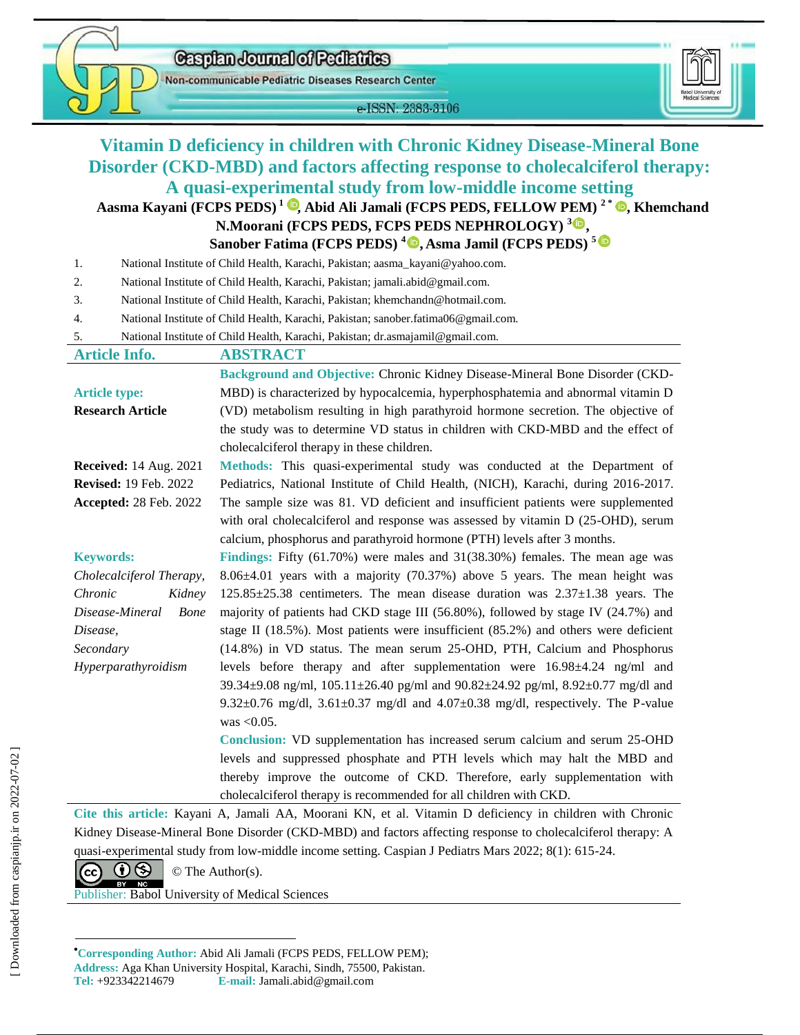# Vitamin D deficiency in children with Chronic Kidney Disease-Mineral Bone Disorder (CKD-MBD) and factors affecting response to cholecalciferol therapy: A quasi-experimental study from low-middle income setting

**Aasma Kayani (FCPS PEDS) [1], Abid Ali Jamali (FCPS PEDS, FELLOW PEM) [2*], Khemchand N.Moorani (FCPS PEDS, FCPS PEDS NEPHROLOGY) [3], Sanober Fatima (FCPS PEDS) [4], Asma Jamil (FCPS PEDS) [5]**

1. National Institute of Child Health, Karachi, Pakistan; aasma_kayani@yahoo.com.
2. National Institute of Child Health, Karachi, Pakistan; jamali.abid@gmail.com.
3. National Institute of Child Health, Karachi, Pakistan; khemchandn@hotmail.com.
4. National Institute of Child Health, Karachi, Pakistan; sanober.fatima06@gmail.com.
5. National Institute of Child Health, Karachi, Pakistan; dr.asmajamil@gmail.com.

## Article Info.

**Article type:**
**Research Article**

**Received:** 14 Aug. 2021
**Revised:** 19 Feb. 2022
**Accepted:** 28 Feb. 2022

**Keywords:**
*Cholecalciferol Therapy, Chronic Kidney Disease-Mineral Bone Disease, Secondary Hyperparathyroidism*

## ABSTRACT

**Background and Objective:** Chronic Kidney Disease-Mineral Bone Disorder (CKD-MBD) is characterized by hypocalcemia, hyperphosphatemia and abnormal vitamin D (VD) metabolism resulting in high parathyroid hormone secretion. The objective of the study was to determine VD status in children with CKD-MBD and the effect of cholecalciferol therapy in these children.

**Methods:** This quasi-experimental study was conducted at the Department of Pediatrics, National Institute of Child Health, (NICH), Karachi, during 2016-2017. The sample size was 81. VD deficient and insufficient patients were supplemented with oral cholecalciferol and response was assessed by vitamin D (25-OHD), serum calcium, phosphorus and parathyroid hormone (PTH) levels after 3 months.

**Findings:** Fifty (61.70%) were males and 31(38.30%) females. The mean age was 8.06±4.01 years with a majority (70.37%) above 5 years. The mean height was 125.85±25.38 centimeters. The mean disease duration was 2.37±1.38 years. The majority of patients had CKD stage III (56.80%), followed by stage IV (24.7%) and stage II (18.5%). Most patients were insufficient (85.2%) and others were deficient (14.8%) in VD status. The mean serum 25-OHD, PTH, Calcium and Phosphorus levels before therapy and after supplementation were 16.98±4.24 ng/ml and 39.34±9.08 ng/ml, 105.11±26.40 pg/ml and 90.82±24.92 pg/ml, 8.92±0.77 mg/dl and 9.32±0.76 mg/dl, 3.61±0.37 mg/dl and 4.07±0.38 mg/dl, respectively. The P-value was <0.05.

**Conclusion:** VD supplementation has increased serum calcium and serum 25-OHD levels and suppressed phosphate and PTH levels which may halt the MBD and thereby improve the outcome of CKD. Therefore, early supplementation with cholecalciferol therapy is recommended for all children with CKD.

**Cite this article:** Kayani A, Jamali AA, Moorani KN, et al. Vitamin D deficiency in children with Chronic Kidney Disease-Mineral Bone Disorder (CKD-MBD) and factors affecting response to cholecalciferol therapy: A quasi-experimental study from low-middle income setting. Caspian J Pediatrs Mars 2022; 8(1): 615-24.

© The Author(s).

Publisher: Babol University of Medical Sciences

*Corresponding Author:** Abid Ali Jamali (FCPS PEDS, FELLOW PEM);
**Address:** Aga Khan University Hospital, Karachi, Sindh, 75500, Pakistan.
**Tel:** +923342214679 **E-mail:** Jamali.abid@gmail.com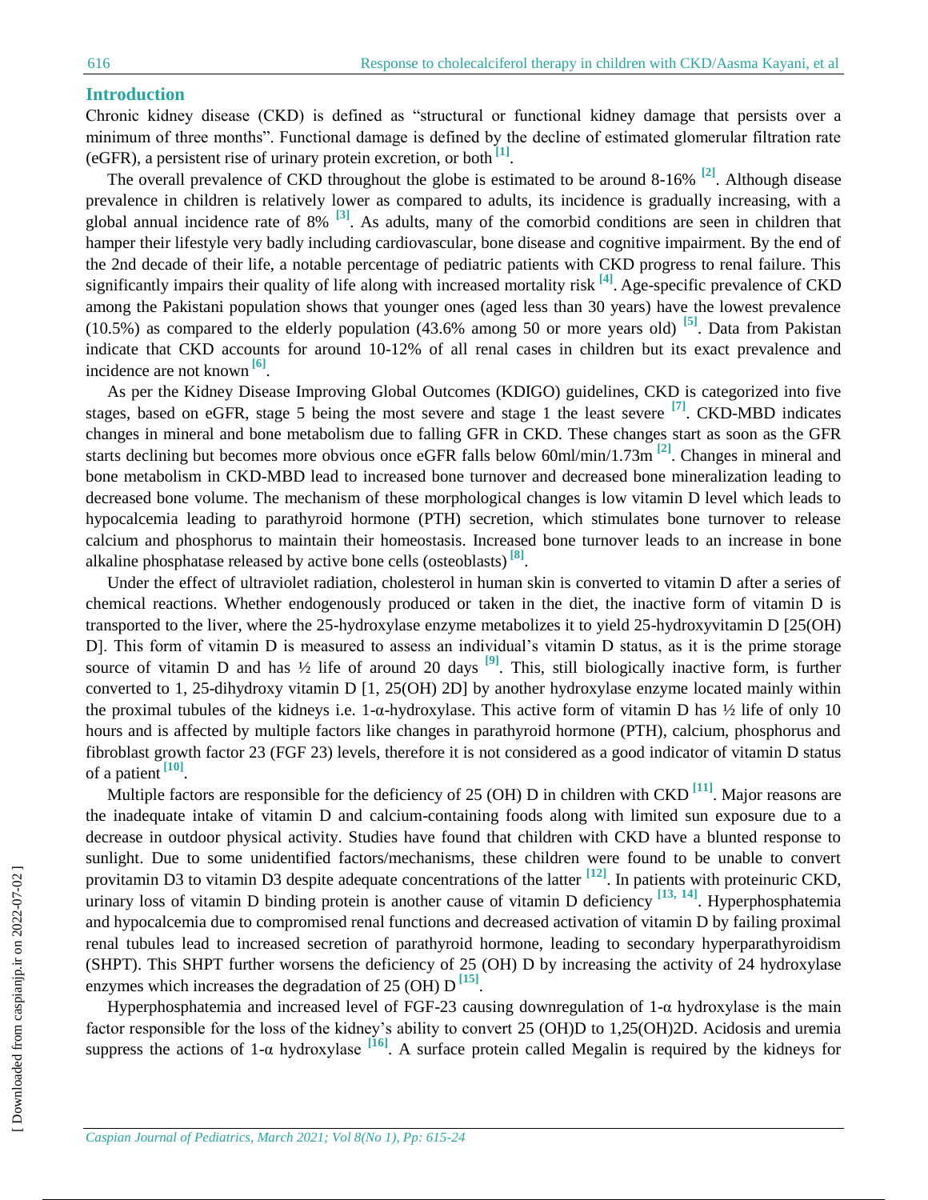## Introduction

Chronic kidney disease (CKD) is defined as "structural or functional kidney damage that persists over a minimum of three months". Functional damage is defined by the decline of estimated glomerular filtration rate (eGFR), a persistent rise of urinary protein excretion, or both [1].

The overall prevalence of CKD throughout the globe is estimated to be around 8-16% [2]. Although disease prevalence in children is relatively lower as compared to adults, its incidence is gradually increasing, with a global annual incidence rate of 8% [3]. As adults, many of the comorbid conditions are seen in children that hamper their lifestyle very badly including cardiovascular, bone disease and cognitive impairment. By the end of the 2nd decade of their life, a notable percentage of pediatric patients with CKD progress to renal failure. This significantly impairs their quality of life along with increased mortality risk [4]. Age-specific prevalence of CKD among the Pakistani population shows that younger ones (aged less than 30 years) have the lowest prevalence (10.5%) as compared to the elderly population (43.6% among 50 or more years old) [5]. Data from Pakistan indicate that CKD accounts for around 10-12% of all renal cases in children but its exact prevalence and incidence are not known [6].

As per the Kidney Disease Improving Global Outcomes (KDIGO) guidelines, CKD is categorized into five stages, based on eGFR, stage 5 being the most severe and stage 1 the least severe [7]. CKD-MBD indicates changes in mineral and bone metabolism due to falling GFR in CKD. These changes start as soon as the GFR starts declining but becomes more obvious once eGFR falls below 60ml/min/1.73m [2]. Changes in mineral and bone metabolism in CKD-MBD lead to increased bone turnover and decreased bone mineralization leading to decreased bone volume. The mechanism of these morphological changes is low vitamin D level which leads to hypocalcemia leading to parathyroid hormone (PTH) secretion, which stimulates bone turnover to release calcium and phosphorus to maintain their homeostasis. Increased bone turnover leads to an increase in bone alkaline phosphatase released by active bone cells (osteoblasts) [8].

Under the effect of ultraviolet radiation, cholesterol in human skin is converted to vitamin D after a series of chemical reactions. Whether endogenously produced or taken in the diet, the inactive form of vitamin D is transported to the liver, where the 25-hydroxylase enzyme metabolizes it to yield 25-hydroxyvitamin D [25(OH) D]. This form of vitamin D is measured to assess an individual's vitamin D status, as it is the prime storage source of vitamin D and has ½ life of around 20 days [9]. This, still biologically inactive form, is further converted to 1, 25-dihydroxy vitamin D [1, 25(OH) 2D] by another hydroxylase enzyme located mainly within the proximal tubules of the kidneys i.e. 1-α-hydroxylase. This active form of vitamin D has ½ life of only 10 hours and is affected by multiple factors like changes in parathyroid hormone (PTH), calcium, phosphorus and fibroblast growth factor 23 (FGF 23) levels, therefore it is not considered as a good indicator of vitamin D status of a patient [10].

Multiple factors are responsible for the deficiency of 25 (OH) D in children with CKD [11]. Major reasons are the inadequate intake of vitamin D and calcium-containing foods along with limited sun exposure due to a decrease in outdoor physical activity. Studies have found that children with CKD have a blunted response to sunlight. Due to some unidentified factors/mechanisms, these children were found to be unable to convert provitamin D3 to vitamin D3 despite adequate concentrations of the latter [12]. In patients with proteinuric CKD, urinary loss of vitamin D binding protein is another cause of vitamin D deficiency [13, 14]. Hyperphosphatemia and hypocalcemia due to compromised renal functions and decreased activation of vitamin D by failing proximal renal tubules lead to increased secretion of parathyroid hormone, leading to secondary hyperparathyroidism (SHPT). This SHPT further worsens the deficiency of 25 (OH) D by increasing the activity of 24 hydroxylase enzymes which increases the degradation of 25 (OH) D [15].

Hyperphosphatemia and increased level of FGF-23 causing downregulation of 1-α hydroxylase is the main factor responsible for the loss of the kidney's ability to convert 25 (OH)D to 1,25(OH)2D. Acidosis and uremia suppress the actions of 1-α hydroxylase [16]. A surface protein called Megalin is required by the kidneys for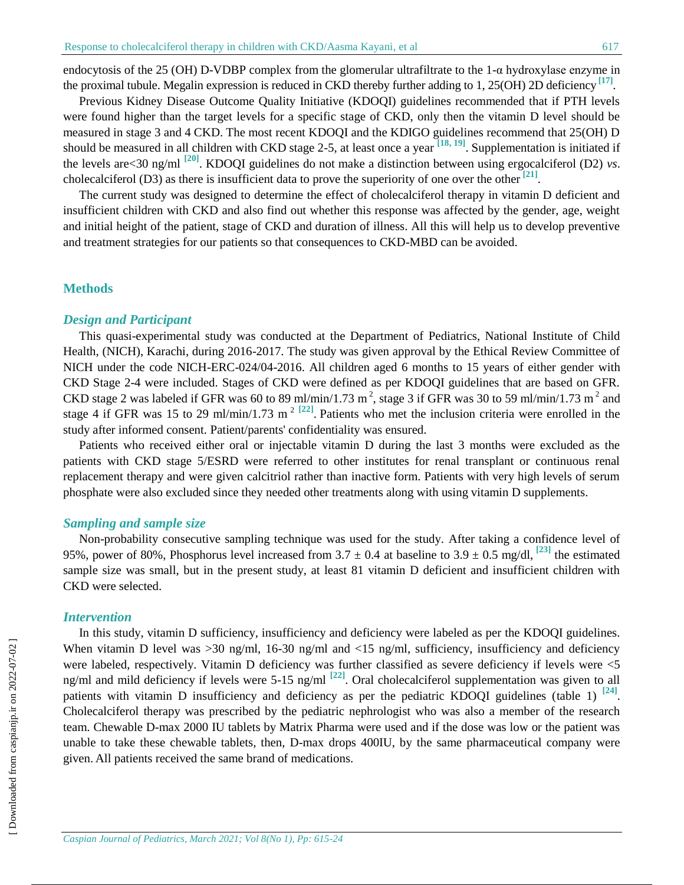endocytosis of the 25 (OH) D-VDBP complex from the glomerular ultrafiltrate to the 1-α hydroxylase enzyme in the proximal tubule. Megalin expression is reduced in CKD thereby further adding to 1, 25(OH) 2D deficiency [17].

Previous Kidney Disease Outcome Quality Initiative (KDOQI) guidelines recommended that if PTH levels were found higher than the target levels for a specific stage of CKD, only then the vitamin D level should be measured in stage 3 and 4 CKD. The most recent KDOQI and the KDIGO guidelines recommend that 25(OH) D should be measured in all children with CKD stage 2-5, at least once a year [18, 19]. Supplementation is initiated if the levels are<30 ng/ml [20]. KDOQI guidelines do not make a distinction between using ergocalciferol (D2) *vs*. cholecalciferol (D3) as there is insufficient data to prove the superiority of one over the other [21].

The current study was designed to determine the effect of cholecalciferol therapy in vitamin D deficient and insufficient children with CKD and also find out whether this response was affected by the gender, age, weight and initial height of the patient, stage of CKD and duration of illness. All this will help us to develop preventive and treatment strategies for our patients so that consequences to CKD-MBD can be avoided.

## Methods

### *Design and Participant*

This quasi-experimental study was conducted at the Department of Pediatrics, National Institute of Child Health, (NICH), Karachi, during 2016-2017. The study was given approval by the Ethical Review Committee of NICH under the code NICH-ERC-024/04-2016. All children aged 6 months to 15 years of either gender with CKD Stage 2-4 were included. Stages of CKD were defined as per KDOQI guidelines that are based on GFR. CKD stage 2 was labeled if GFR was 60 to 89 ml/min/1.73 $m^2$, stage 3 if GFR was 30 to 59 ml/min/1.73 $m^2$ and stage 4 if GFR was 15 to 29 ml/min/1.73 $m^2$ [22]. Patients who met the inclusion criteria were enrolled in the study after informed consent. Patient/parents' confidentiality was ensured.

Patients who received either oral or injectable vitamin D during the last 3 months were excluded as the patients with CKD stage 5/ESRD were referred to other institutes for renal transplant or continuous renal replacement therapy and were given calcitriol rather than inactive form. Patients with very high levels of serum phosphate were also excluded since they needed other treatments along with using vitamin D supplements.

### *Sampling and sample size*

Non-probability consecutive sampling technique was used for the study. After taking a confidence level of 95%, power of 80%, Phosphorus level increased from 3.7 ± 0.4 at baseline to 3.9 ± 0.5 mg/dl, [23] the estimated sample size was small, but in the present study, at least 81 vitamin D deficient and insufficient children with CKD were selected.

### *Intervention*

In this study, vitamin D sufficiency, insufficiency and deficiency were labeled as per the KDOQI guidelines. When vitamin D level was >30 ng/ml, 16-30 ng/ml and <15 ng/ml, sufficiency, insufficiency and deficiency were labeled, respectively. Vitamin D deficiency was further classified as severe deficiency if levels were <5 ng/ml and mild deficiency if levels were 5-15 ng/ml [22]. Oral cholecalciferol supplementation was given to all patients with vitamin D insufficiency and deficiency as per the pediatric KDOQI guidelines (table 1) [24]. Cholecalciferol therapy was prescribed by the pediatric nephrologist who was also a member of the research team. Chewable D-max 2000 IU tablets by Matrix Pharma were used and if the dose was low or the patient was unable to take these chewable tablets, then, D-max drops 400IU, by the same pharmaceutical company were given. All patients received the same brand of medications.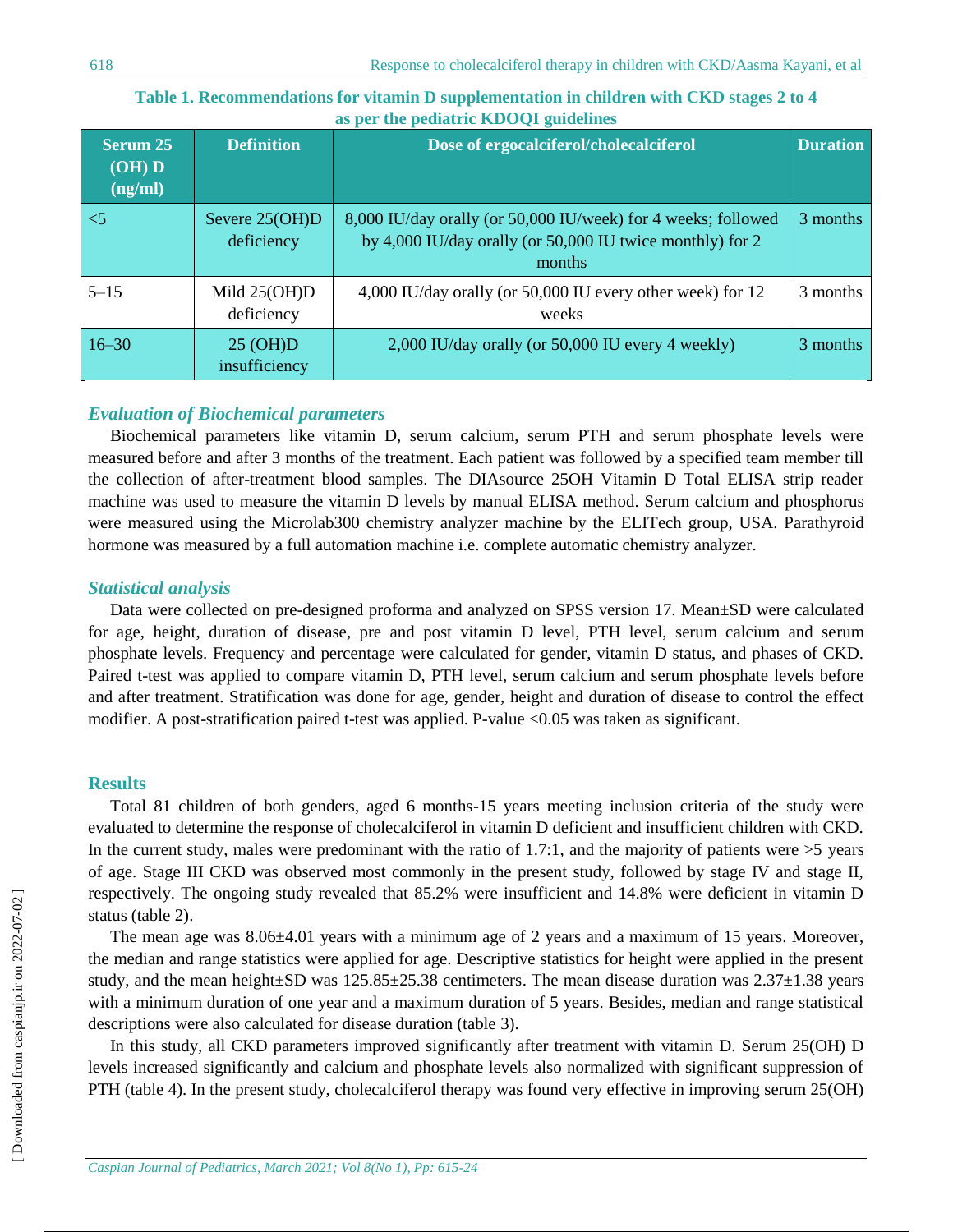**Table 1. Recommendations for vitamin D supplementation in children with CKD stages 2 to 4 as per the pediatric KDOQI guidelines**

| Serum 25 (OH) D (ng/ml) | Definition | Dose of ergocalciferol/cholecalciferol | Duration |
|---|---|---|---|
| <5 | Severe 25(OH)D deficiency | 8,000 IU/day orally (or 50,000 IU/week) for 4 weeks; followed by 4,000 IU/day orally (or 50,000 IU twice monthly) for 2 months | 3 months |
| 5–15 | Mild 25(OH)D deficiency | 4,000 IU/day orally (or 50,000 IU every other week) for 12 weeks | 3 months |
| 16–30 | 25 (OH)D insufficiency | 2,000 IU/day orally (or 50,000 IU every 4 weekly) | 3 months |

### *Evaluation of Biochemical parameters*

Biochemical parameters like vitamin D, serum calcium, serum PTH and serum phosphate levels were measured before and after 3 months of the treatment. Each patient was followed by a specified team member till the collection of after-treatment blood samples. The DIAsource 25OH Vitamin D Total ELISA strip reader machine was used to measure the vitamin D levels by manual ELISA method. Serum calcium and phosphorus were measured using the Microlab300 chemistry analyzer machine by the ELITech group, USA. Parathyroid hormone was measured by a full automation machine i.e. complete automatic chemistry analyzer.

### *Statistical analysis*

Data were collected on pre-designed proforma and analyzed on SPSS version 17. Mean±SD were calculated for age, height, duration of disease, pre and post vitamin D level, PTH level, serum calcium and serum phosphate levels. Frequency and percentage were calculated for gender, vitamin D status, and phases of CKD. Paired t-test was applied to compare vitamin D, PTH level, serum calcium and serum phosphate levels before and after treatment. Stratification was done for age, gender, height and duration of disease to control the effect modifier. A post-stratification paired t-test was applied. P-value <0.05 was taken as significant.

## Results

Total 81 children of both genders, aged 6 months-15 years meeting inclusion criteria of the study were evaluated to determine the response of cholecalciferol in vitamin D deficient and insufficient children with CKD. In the current study, males were predominant with the ratio of 1.7:1, and the majority of patients were >5 years of age. Stage III CKD was observed most commonly in the present study, followed by stage IV and stage II, respectively. The ongoing study revealed that 85.2% were insufficient and 14.8% were deficient in vitamin D status (table 2).

The mean age was 8.06±4.01 years with a minimum age of 2 years and a maximum of 15 years. Moreover, the median and range statistics were applied for age. Descriptive statistics for height were applied in the present study, and the mean height±SD was 125.85±25.38 centimeters. The mean disease duration was 2.37±1.38 years with a minimum duration of one year and a maximum duration of 5 years. Besides, median and range statistical descriptions were also calculated for disease duration (table 3).

In this study, all CKD parameters improved significantly after treatment with vitamin D. Serum 25(OH) D levels increased significantly and calcium and phosphate levels also normalized with significant suppression of PTH (table 4). In the present study, cholecalciferol therapy was found very effective in improving serum 25(OH)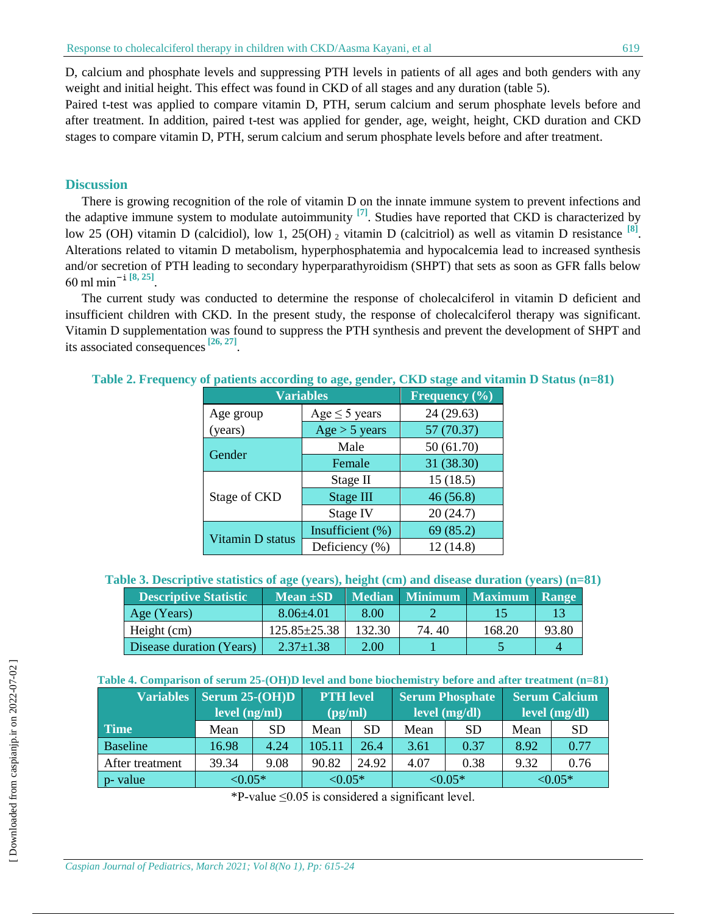D, calcium and phosphate levels and suppressing PTH levels in patients of all ages and both genders with any weight and initial height. This effect was found in CKD of all stages and any duration (table 5).

Paired t-test was applied to compare vitamin D, PTH, serum calcium and serum phosphate levels before and after treatment. In addition, paired t-test was applied for gender, age, weight, height, CKD duration and CKD stages to compare vitamin D, PTH, serum calcium and serum phosphate levels before and after treatment.

## Discussion

There is growing recognition of the role of vitamin D on the innate immune system to prevent infections and the adaptive immune system to modulate autoimmunity [7]. Studies have reported that CKD is characterized by low 25 (OH) vitamin D (calcidiol), low 1, 25(OH) $_2$ vitamin D (calcitriol) as well as vitamin D resistance [8]. Alterations related to vitamin D metabolism, hyperphosphatemia and hypocalcemia lead to increased synthesis and/or secretion of PTH leading to secondary hyperparathyroidism (SHPT) that sets as soon as GFR falls below 60 ml min$^{-i}$ [8, 25].

The current study was conducted to determine the response of cholecalciferol in vitamin D deficient and insufficient children with CKD. In the present study, the response of cholecalciferol therapy was significant. Vitamin D supplementation was found to suppress the PTH synthesis and prevent the development of SHPT and its associated consequences [26, 27].

**Table 2. Frequency of patients according to age, gender, CKD stage and vitamin D Status (n=81)**

| Variables | | Frequency (%) |
|---|---|---|
| Age group (years) | Age ≤ 5 years | 24 (29.63) |
| | Age > 5 years | 57 (70.37) |
| Gender | Male | 50 (61.70) |
| | Female | 31 (38.30) |
| Stage of CKD | Stage II | 15 (18.5) |
| | Stage III | 46 (56.8) |
| | Stage IV | 20 (24.7) |
| Vitamin D status | Insufficient (%) | 69 (85.2) |
| | Deficiency (%) | 12 (14.8) |

**Table 3. Descriptive statistics of age (years), height (cm) and disease duration (years) (n=81)**

| Descriptive Statistic | Mean ±SD | Median | Minimum | Maximum | Range |
|---|---|---|---|---|---|
| Age (Years) | 8.06±4.01 | 8.00 | 2 | 15 | 13 |
| Height (cm) | 125.85±25.38 | 132.30 | 74. 40 | 168.20 | 93.80 |
| Disease duration (Years) | 2.37±1.38 | 2.00 | 1 | 5 | 4 |

**Table 4. Comparison of serum 25-(OH)D level and bone biochemistry before and after treatment (n=81)**

| Variables | Serum 25-(OH)D level (ng/ml) | | PTH level (pg/ml) | | Serum Phosphate level (mg/dl) | | Serum Calcium level (mg/dl) | |
|---|---|---|---|---|---|---|---|---|
| Time | Mean | SD | Mean | SD | Mean | SD | Mean | SD |
| Baseline | 16.98 | 4.24 | 105.11 | 26.4 | 3.61 | 0.37 | 8.92 | 0.77 |
| After treatment | 39.34 | 9.08 | 90.82 | 24.92 | 4.07 | 0.38 | 9.32 | 0.76 |
| p- value | <0.05* | | <0.05* | | <0.05* | | <0.05* | |

*P-value ≤0.05 is considered a significant level.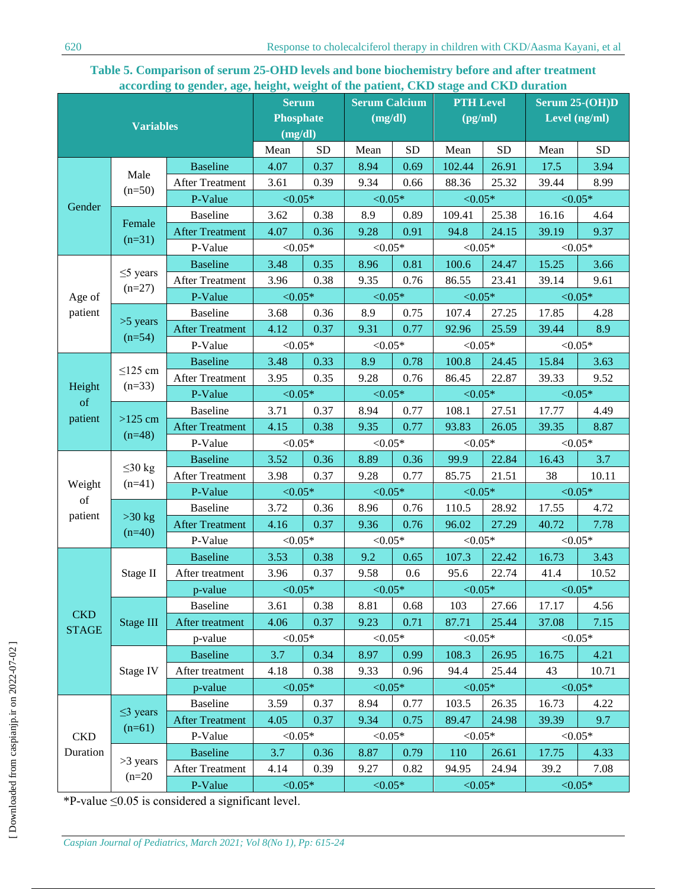**Table 5. Comparison of serum 25-OHD levels and bone biochemistry before and after treatment according to gender, age, height, weight of the patient, CKD stage and CKD duration**

| Variables | | | Serum Phosphate (mg/dl) | | Serum Calcium (mg/dl) | | PTH Level (pg/ml) | | Serum 25-(OH)D Level (ng/ml) | |
|---|---|---|---|---|---|---|---|---|---|---|
| | | | Mean | SD | Mean | SD | Mean | SD | Mean | SD |
| Gender | Male (n=50) | Baseline | 4.07 | 0.37 | 8.94 | 0.69 | 102.44 | 26.91 | 17.5 | 3.94 |
| | | After Treatment | 3.61 | 0.39 | 9.34 | 0.66 | 88.36 | 25.32 | 39.44 | 8.99 |
| | | P-Value | <0.05* | | <0.05* | | <0.05* | | <0.05* | |
| | Female (n=31) | Baseline | 3.62 | 0.38 | 8.9 | 0.89 | 109.41 | 25.38 | 16.16 | 4.64 |
| | | After Treatment | 4.07 | 0.36 | 9.28 | 0.91 | 94.8 | 24.15 | 39.19 | 9.37 |
| | | P-Value | <0.05* | | <0.05* | | <0.05* | | <0.05* | |
| Age of patient | ≤5 years (n=27) | Baseline | 3.48 | 0.35 | 8.96 | 0.81 | 100.6 | 24.47 | 15.25 | 3.66 |
| | | After Treatment | 3.96 | 0.38 | 9.35 | 0.76 | 86.55 | 23.41 | 39.14 | 9.61 |
| | | P-Value | <0.05* | | <0.05* | | <0.05* | | <0.05* | |
| | >5 years (n=54) | Baseline | 3.68 | 0.36 | 8.9 | 0.75 | 107.4 | 27.25 | 17.85 | 4.28 |
| | | After Treatment | 4.12 | 0.37 | 9.31 | 0.77 | 92.96 | 25.59 | 39.44 | 8.9 |
| | | P-Value | <0.05* | | <0.05* | | <0.05* | | <0.05* | |
| Height of patient | ≤125 cm (n=33) | Baseline | 3.48 | 0.33 | 8.9 | 0.78 | 100.8 | 24.45 | 15.84 | 3.63 |
| | | After Treatment | 3.95 | 0.35 | 9.28 | 0.76 | 86.45 | 22.87 | 39.33 | 9.52 |
| | | P-Value | <0.05* | | <0.05* | | <0.05* | | <0.05* | |
| | >125 cm (n=48) | Baseline | 3.71 | 0.37 | 8.94 | 0.77 | 108.1 | 27.51 | 17.77 | 4.49 |
| | | After Treatment | 4.15 | 0.38 | 9.35 | 0.77 | 93.83 | 26.05 | 39.35 | 8.87 |
| | | P-Value | <0.05* | | <0.05* | | <0.05* | | <0.05* | |
| Weight of patient | ≤30 kg (n=41) | Baseline | 3.52 | 0.36 | 8.89 | 0.36 | 99.9 | 22.84 | 16.43 | 3.7 |
| | | After Treatment | 3.98 | 0.37 | 9.28 | 0.77 | 85.75 | 21.51 | 38 | 10.11 |
| | | P-Value | <0.05* | | <0.05* | | <0.05* | | <0.05* | |
| | >30 kg (n=40) | Baseline | 3.72 | 0.36 | 8.96 | 0.76 | 110.5 | 28.92 | 17.55 | 4.72 |
| | | After Treatment | 4.16 | 0.37 | 9.36 | 0.76 | 96.02 | 27.29 | 40.72 | 7.78 |
| | | P-Value | <0.05* | | <0.05* | | <0.05* | | <0.05* | |
| CKD STAGE | Stage II | Baseline | 3.53 | 0.38 | 9.2 | 0.65 | 107.3 | 22.42 | 16.73 | 3.43 |
| | | After treatment | 3.96 | 0.37 | 9.58 | 0.6 | 95.6 | 22.74 | 41.4 | 10.52 |
| | | p-value | <0.05* | | <0.05* | | <0.05* | | <0.05* | |
| | Stage III | Baseline | 3.61 | 0.38 | 8.81 | 0.68 | 103 | 27.66 | 17.17 | 4.56 |
| | | After treatment | 4.06 | 0.37 | 9.23 | 0.71 | 87.71 | 25.44 | 37.08 | 7.15 |
| | | p-value | <0.05* | | <0.05* | | <0.05* | | <0.05* | |
| | Stage IV | Baseline | 3.7 | 0.34 | 8.97 | 0.99 | 108.3 | 26.95 | 16.75 | 4.21 |
| | | After treatment | 4.18 | 0.38 | 9.33 | 0.96 | 94.4 | 25.44 | 43 | 10.71 |
| | | p-value | <0.05* | | <0.05* | | <0.05* | | <0.05* | |
| CKD Duration | ≤3 years (n=61) | Baseline | 3.59 | 0.37 | 8.94 | 0.77 | 103.5 | 26.35 | 16.73 | 4.22 |
| | | After Treatment | 4.05 | 0.37 | 9.34 | 0.75 | 89.47 | 24.98 | 39.39 | 9.7 |
| | | P-Value | <0.05* | | <0.05* | | <0.05* | | <0.05* | |
| | >3 years (n=20 | Baseline | 3.7 | 0.36 | 8.87 | 0.79 | 110 | 26.61 | 17.75 | 4.33 |
| | | After Treatment | 4.14 | 0.39 | 9.27 | 0.82 | 94.95 | 24.94 | 39.2 | 7.08 |
| | | P-Value | <0.05* | | <0.05* | | <0.05* | | <0.05* | |

*P-value ≤0.05 is considered a significant level.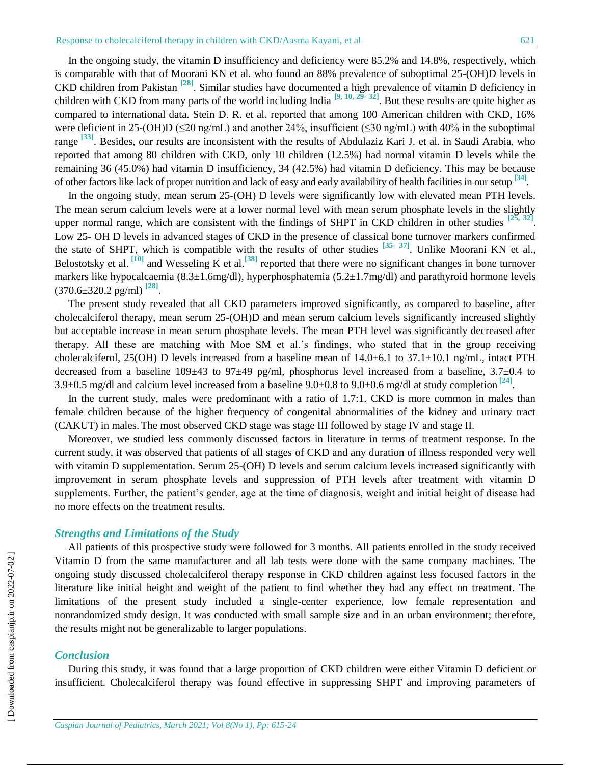In the ongoing study, the vitamin D insufficiency and deficiency were 85.2% and 14.8%, respectively, which is comparable with that of Moorani KN et al. who found an 88% prevalence of suboptimal 25-(OH)D levels in CKD children from Pakistan [28]. Similar studies have documented a high prevalence of vitamin D deficiency in children with CKD from many parts of the world including India [9, 10, 29- 32]. But these results are quite higher as compared to international data. Stein D. R. et al. reported that among 100 American children with CKD, 16% were deficient in 25-(OH)D (≤20 ng/mL) and another 24%, insufficient (≤30 ng/mL) with 40% in the suboptimal range [33]. Besides, our results are inconsistent with the results of Abdulaziz Kari J. et al. in Saudi Arabia, who reported that among 80 children with CKD, only 10 children (12.5%) had normal vitamin D levels while the remaining 36 (45.0%) had vitamin D insufficiency, 34 (42.5%) had vitamin D deficiency. This may be because of other factors like lack of proper nutrition and lack of easy and early availability of health facilities in our setup [34].

In the ongoing study, mean serum 25-(OH) D levels were significantly low with elevated mean PTH levels. The mean serum calcium levels were at a lower normal level with mean serum phosphate levels in the slightly upper normal range, which are consistent with the findings of SHPT in CKD children in other studies [25, 32]. Low 25- OH D levels in advanced stages of CKD in the presence of classical bone turnover markers confirmed the state of SHPT, which is compatible with the results of other studies [35- 37]. Unlike Moorani KN et al., Belostotsky et al. [10] and Wesseling K et al.[38] reported that there were no significant changes in bone turnover markers like hypocalcaemia (8.3±1.6mg/dl), hyperphosphatemia (5.2±1.7mg/dl) and parathyroid hormone levels (370.6±320.2 pg/ml) [28].

The present study revealed that all CKD parameters improved significantly, as compared to baseline, after cholecalciferol therapy, mean serum 25-(OH)D and mean serum calcium levels significantly increased slightly but acceptable increase in mean serum phosphate levels. The mean PTH level was significantly decreased after therapy. All these are matching with Moe SM et al.'s findings, who stated that in the group receiving cholecalciferol, 25(OH) D levels increased from a baseline mean of 14.0±6.1 to 37.1±10.1 ng/mL, intact PTH decreased from a baseline 109±43 to 97±49 pg/ml, phosphorus level increased from a baseline, 3.7±0.4 to 3.9±0.5 mg/dl and calcium level increased from a baseline 9.0±0.8 to 9.0±0.6 mg/dl at study completion [24].

In the current study, males were predominant with a ratio of 1.7:1. CKD is more common in males than female children because of the higher frequency of congenital abnormalities of the kidney and urinary tract (CAKUT) in males. The most observed CKD stage was stage III followed by stage IV and stage II.

Moreover, we studied less commonly discussed factors in literature in terms of treatment response. In the current study, it was observed that patients of all stages of CKD and any duration of illness responded very well with vitamin D supplementation. Serum 25-(OH) D levels and serum calcium levels increased significantly with improvement in serum phosphate levels and suppression of PTH levels after treatment with vitamin D supplements. Further, the patient's gender, age at the time of diagnosis, weight and initial height of disease had no more effects on the treatment results.

### *Strengths and Limitations of the Study*

All patients of this prospective study were followed for 3 months. All patients enrolled in the study received Vitamin D from the same manufacturer and all lab tests were done with the same company machines. The ongoing study discussed cholecalciferol therapy response in CKD children against less focused factors in the literature like initial height and weight of the patient to find whether they had any effect on treatment. The limitations of the present study included a single-center experience, low female representation and nonrandomized study design. It was conducted with small sample size and in an urban environment; therefore, the results might not be generalizable to larger populations.

### *Conclusion*

During this study, it was found that a large proportion of CKD children were either Vitamin D deficient or insufficient. Cholecalciferol therapy was found effective in suppressing SHPT and improving parameters of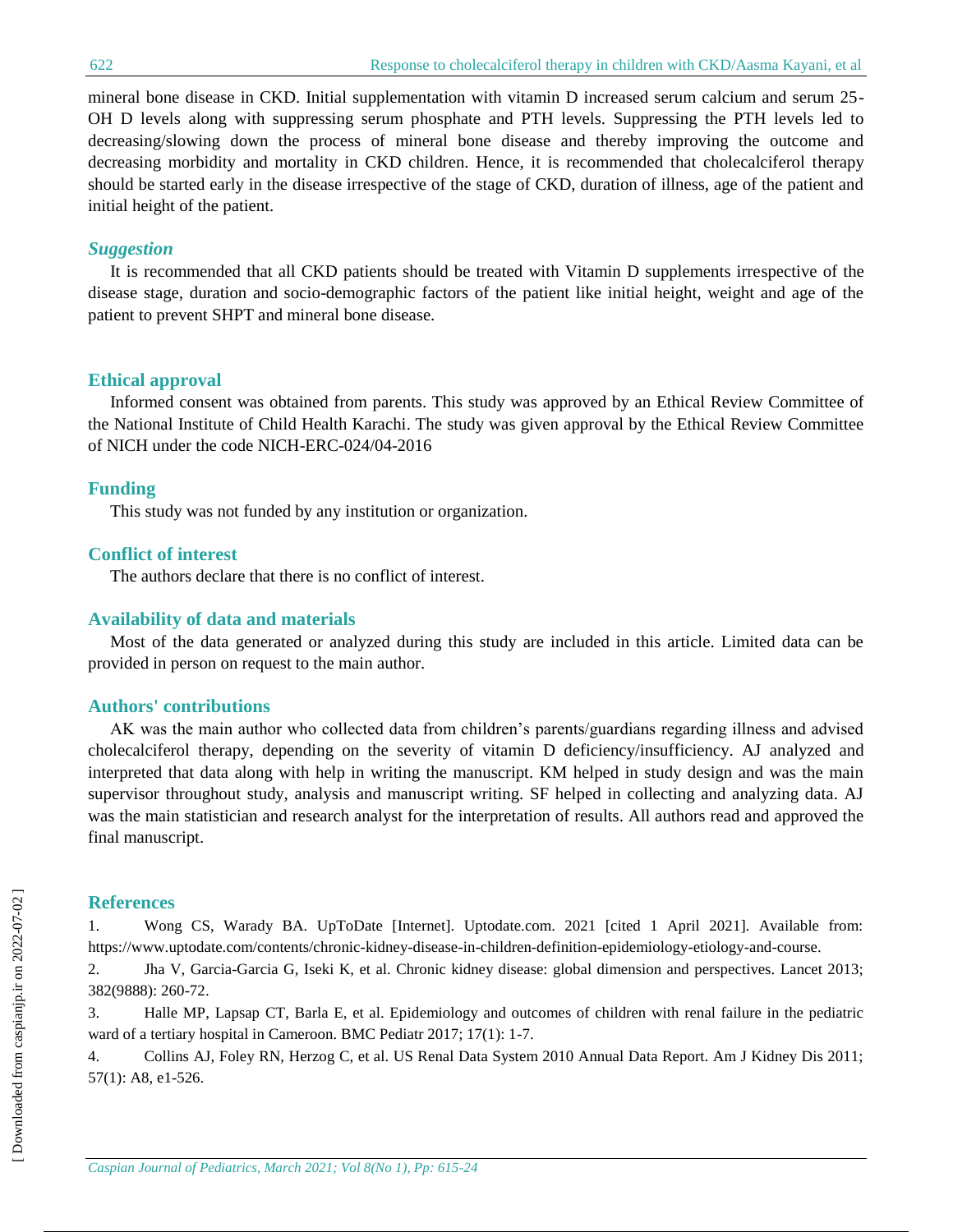mineral bone disease in CKD. Initial supplementation with vitamin D increased serum calcium and serum 25-OH D levels along with suppressing serum phosphate and PTH levels. Suppressing the PTH levels led to decreasing/slowing down the process of mineral bone disease and thereby improving the outcome and decreasing morbidity and mortality in CKD children. Hence, it is recommended that cholecalciferol therapy should be started early in the disease irrespective of the stage of CKD, duration of illness, age of the patient and initial height of the patient.

### *Suggestion*

It is recommended that all CKD patients should be treated with Vitamin D supplements irrespective of the disease stage, duration and socio-demographic factors of the patient like initial height, weight and age of the patient to prevent SHPT and mineral bone disease.

## Ethical approval

Informed consent was obtained from parents. This study was approved by an Ethical Review Committee of the National Institute of Child Health Karachi. The study was given approval by the Ethical Review Committee of NICH under the code NICH-ERC-024/04-2016

## Funding

This study was not funded by any institution or organization.

## Conflict of interest

The authors declare that there is no conflict of interest.

## Availability of data and materials

Most of the data generated or analyzed during this study are included in this article. Limited data can be provided in person on request to the main author.

## Authors' contributions

AK was the main author who collected data from children's parents/guardians regarding illness and advised cholecalciferol therapy, depending on the severity of vitamin D deficiency/insufficiency. AJ analyzed and interpreted that data along with help in writing the manuscript. KM helped in study design and was the main supervisor throughout study, analysis and manuscript writing. SF helped in collecting and analyzing data. AJ was the main statistician and research analyst for the interpretation of results. All authors read and approved the final manuscript.

## References

1. Wong CS, Warady BA. UpToDate [Internet]. Uptodate.com. 2021 [cited 1 April 2021]. Available from: https://www.uptodate.com/contents/chronic-kidney-disease-in-children-definition-epidemiology-etiology-and-course.
2. Jha V, Garcia-Garcia G, Iseki K, et al. Chronic kidney disease: global dimension and perspectives. Lancet 2013; 382(9888): 260-72.
3. Halle MP, Lapsap CT, Barla E, et al. Epidemiology and outcomes of children with renal failure in the pediatric ward of a tertiary hospital in Cameroon. BMC Pediatr 2017; 17(1): 1-7.
4. Collins AJ, Foley RN, Herzog C, et al. US Renal Data System 2010 Annual Data Report. Am J Kidney Dis 2011; 57(1): A8, e1-526.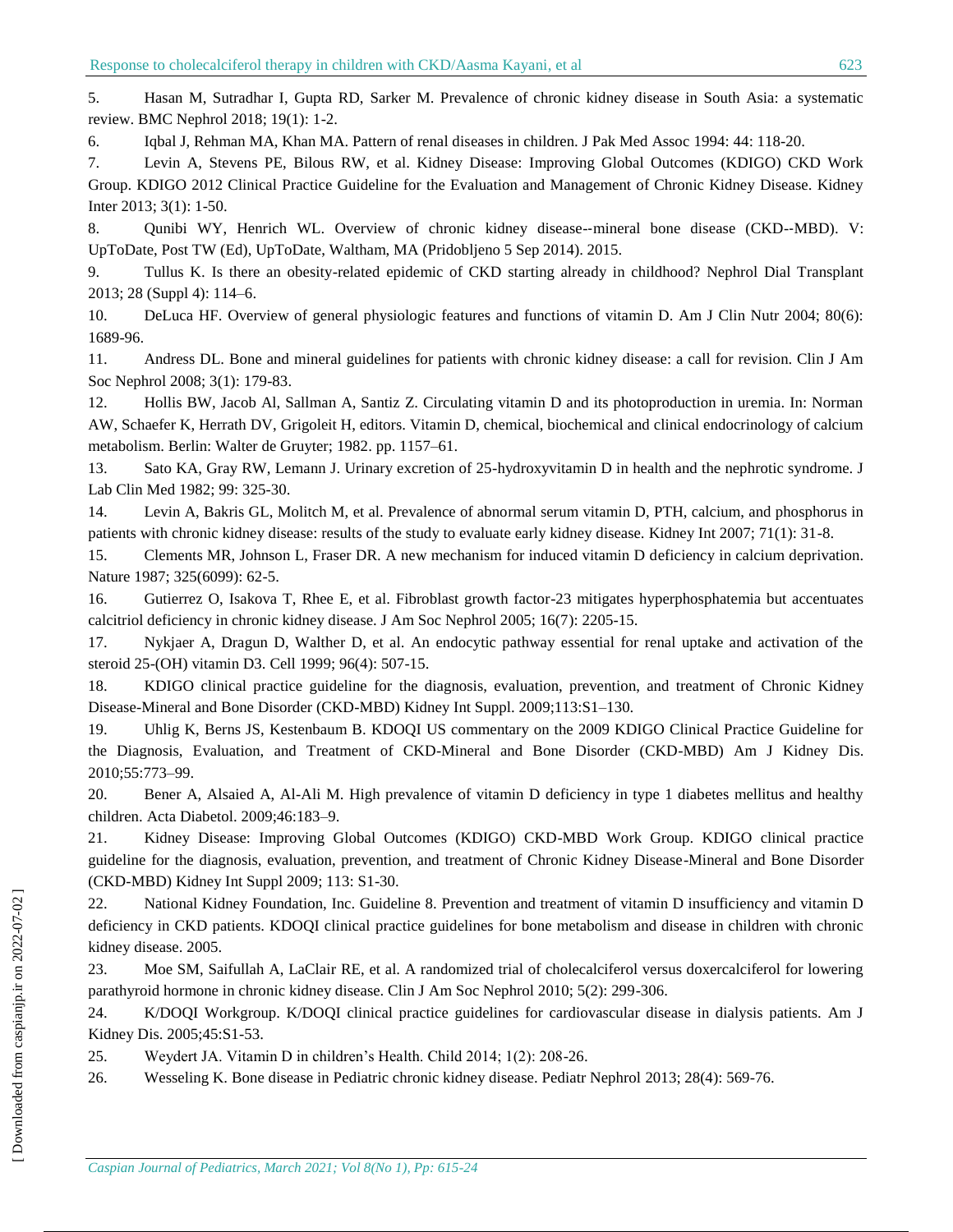5. Hasan M, Sutradhar I, Gupta RD, Sarker M. Prevalence of chronic kidney disease in South Asia: a systematic review. BMC Nephrol 2018; 19(1): 1-2.

6. Iqbal J, Rehman MA, Khan MA. Pattern of renal diseases in children. J Pak Med Assoc 1994: 44: 118-20.

7. Levin A, Stevens PE, Bilous RW, et al. Kidney Disease: Improving Global Outcomes (KDIGO) CKD Work Group. KDIGO 2012 Clinical Practice Guideline for the Evaluation and Management of Chronic Kidney Disease. Kidney Inter 2013; 3(1): 1-50.

8. Qunibi WY, Henrich WL. Overview of chronic kidney disease--mineral bone disease (CKD--MBD). V: UpToDate, Post TW (Ed), UpToDate, Waltham, MA (Pridobljeno 5 Sep 2014). 2015.

9. Tullus K. Is there an obesity-related epidemic of CKD starting already in childhood? Nephrol Dial Transplant 2013; 28 (Suppl 4): 114–6.

10. DeLuca HF. Overview of general physiologic features and functions of vitamin D. Am J Clin Nutr 2004; 80(6): 1689-96.

11. Andress DL. Bone and mineral guidelines for patients with chronic kidney disease: a call for revision. Clin J Am Soc Nephrol 2008; 3(1): 179-83.

12. Hollis BW, Jacob Al, Sallman A, Santiz Z. Circulating vitamin D and its photoproduction in uremia. In: Norman AW, Schaefer K, Herrath DV, Grigoleit H, editors. Vitamin D, chemical, biochemical and clinical endocrinology of calcium metabolism. Berlin: Walter de Gruyter; 1982. pp. 1157–61.

13. Sato KA, Gray RW, Lemann J. Urinary excretion of 25-hydroxyvitamin D in health and the nephrotic syndrome. J Lab Clin Med 1982; 99: 325-30.

14. Levin A, Bakris GL, Molitch M, et al. Prevalence of abnormal serum vitamin D, PTH, calcium, and phosphorus in patients with chronic kidney disease: results of the study to evaluate early kidney disease. Kidney Int 2007; 71(1): 31-8.

15. Clements MR, Johnson L, Fraser DR. A new mechanism for induced vitamin D deficiency in calcium deprivation. Nature 1987; 325(6099): 62-5.

16. Gutierrez O, Isakova T, Rhee E, et al. Fibroblast growth factor-23 mitigates hyperphosphatemia but accentuates calcitriol deficiency in chronic kidney disease. J Am Soc Nephrol 2005; 16(7): 2205-15.

17. Nykjaer A, Dragun D, Walther D, et al. An endocytic pathway essential for renal uptake and activation of the steroid 25-(OH) vitamin D3. Cell 1999; 96(4): 507-15.

18. KDIGO clinical practice guideline for the diagnosis, evaluation, prevention, and treatment of Chronic Kidney Disease-Mineral and Bone Disorder (CKD-MBD) Kidney Int Suppl. 2009;113:S1–130.

19. Uhlig K, Berns JS, Kestenbaum B. KDOQI US commentary on the 2009 KDIGO Clinical Practice Guideline for the Diagnosis, Evaluation, and Treatment of CKD-Mineral and Bone Disorder (CKD-MBD) Am J Kidney Dis. 2010;55:773–99.

20. Bener A, Alsaied A, Al-Ali M. High prevalence of vitamin D deficiency in type 1 diabetes mellitus and healthy children. Acta Diabetol. 2009;46:183–9.

21. Kidney Disease: Improving Global Outcomes (KDIGO) CKD-MBD Work Group. KDIGO clinical practice guideline for the diagnosis, evaluation, prevention, and treatment of Chronic Kidney Disease-Mineral and Bone Disorder (CKD-MBD) Kidney Int Suppl 2009; 113: S1-30.

22. National Kidney Foundation, Inc. Guideline 8. Prevention and treatment of vitamin D insufficiency and vitamin D deficiency in CKD patients. KDOQI clinical practice guidelines for bone metabolism and disease in children with chronic kidney disease. 2005.

23. Moe SM, Saifullah A, LaClair RE, et al. A randomized trial of cholecalciferol versus doxercalciferol for lowering parathyroid hormone in chronic kidney disease. Clin J Am Soc Nephrol 2010; 5(2): 299-306.

24. K/DOQI Workgroup. K/DOQI clinical practice guidelines for cardiovascular disease in dialysis patients. Am J Kidney Dis. 2005;45:S1-53.

25. Weydert JA. Vitamin D in children's Health. Child 2014; 1(2): 208-26.

26. Wesseling K. Bone disease in Pediatric chronic kidney disease. Pediatr Nephrol 2013; 28(4): 569-76.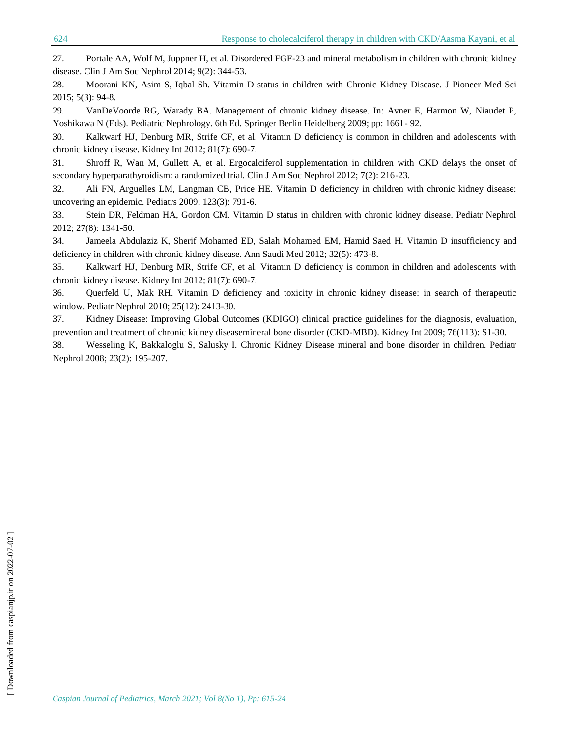27. Portale AA, Wolf M, Juppner H, et al. Disordered FGF-23 and mineral metabolism in children with chronic kidney disease. Clin J Am Soc Nephrol 2014; 9(2): 344-53.

28. Moorani KN, Asim S, Iqbal Sh. Vitamin D status in children with Chronic Kidney Disease. J Pioneer Med Sci 2015; 5(3): 94-8.

29. VanDeVoorde RG, Warady BA. Management of chronic kidney disease. In: Avner E, Harmon W, Niaudet P, Yoshikawa N (Eds). Pediatric Nephrology. 6th Ed. Springer Berlin Heidelberg 2009; pp: 1661- 92.

30. Kalkwarf HJ, Denburg MR, Strife CF, et al. Vitamin D deficiency is common in children and adolescents with chronic kidney disease. Kidney Int 2012; 81(7): 690-7.

31. Shroff R, Wan M, Gullett A, et al. Ergocalciferol supplementation in children with CKD delays the onset of secondary hyperparathyroidism: a randomized trial. Clin J Am Soc Nephrol 2012; 7(2): 216-23.

32. Ali FN, Arguelles LM, Langman CB, Price HE. Vitamin D deficiency in children with chronic kidney disease: uncovering an epidemic. Pediatrs 2009; 123(3): 791-6.

33. Stein DR, Feldman HA, Gordon CM. Vitamin D status in children with chronic kidney disease. Pediatr Nephrol 2012; 27(8): 1341-50.

34. Jameela Abdulaziz K, Sherif Mohamed ED, Salah Mohamed EM, Hamid Saed H. Vitamin D insufficiency and deficiency in children with chronic kidney disease. Ann Saudi Med 2012; 32(5): 473-8.

35. Kalkwarf HJ, Denburg MR, Strife CF, et al. Vitamin D deficiency is common in children and adolescents with chronic kidney disease. Kidney Int 2012; 81(7): 690-7.

36. Querfeld U, Mak RH. Vitamin D deficiency and toxicity in chronic kidney disease: in search of therapeutic window. Pediatr Nephrol 2010; 25(12): 2413-30.

37. Kidney Disease: Improving Global Outcomes (KDIGO) clinical practice guidelines for the diagnosis, evaluation, prevention and treatment of chronic kidney diseasemineral bone disorder (CKD-MBD). Kidney Int 2009; 76(113): S1-30.

38. Wesseling K, Bakkaloglu S, Salusky I. Chronic Kidney Disease mineral and bone disorder in children. Pediatr Nephrol 2008; 23(2): 195-207.